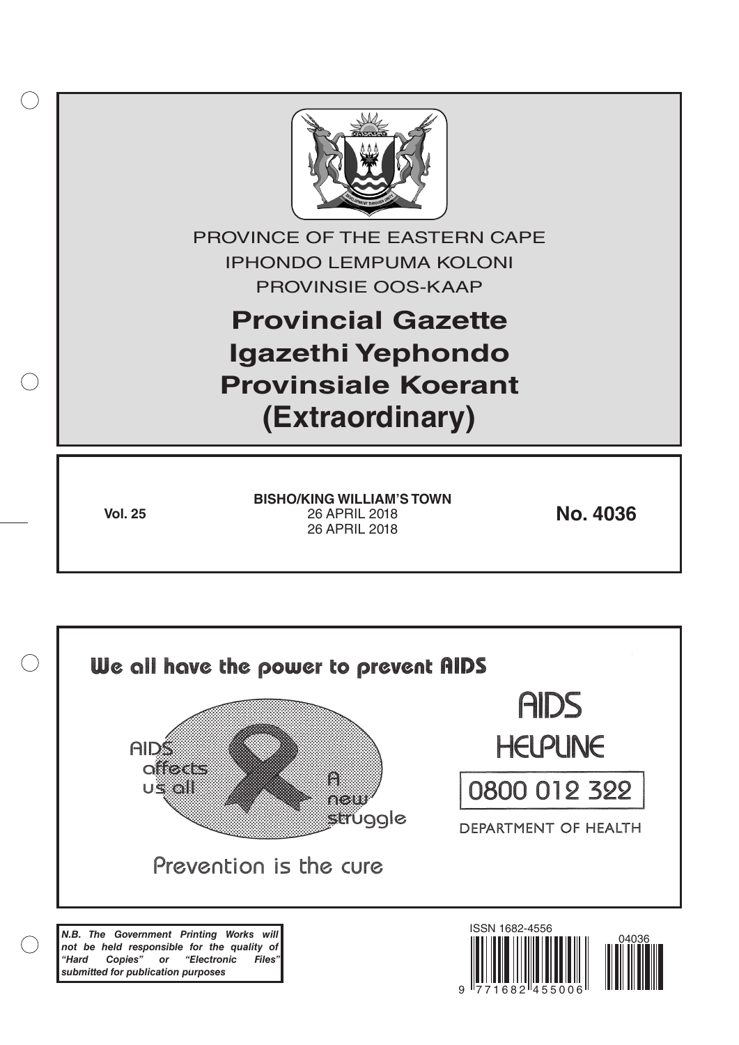PROVINCE OF THE EASTERN CAPE

IPHONDO LEMPUMA KOLONI

PROVINSIE OOS-KAAP

# Provincial Gazette
# Igazethi Yephondo
# Provinsiale Koerant
# (Extraordinary)

**Vol. 25**

**BISHO/KING WILLIAM'S TOWN**
26 APRIL 2018
26 APRIL 2018

**No. 4036**

We all have the power to prevent AIDS

AIDS affects us all

A new struggle

Prevention is the cure

AIDS HELPLINE

0800 012 322

DEPARTMENT OF HEALTH

***N.B. The Government Printing Works will not be held responsible for the quality of "Hard Copies" or "Electronic Files" submitted for publication purposes***

ISSN 1682-4556

04036

9 771682 455006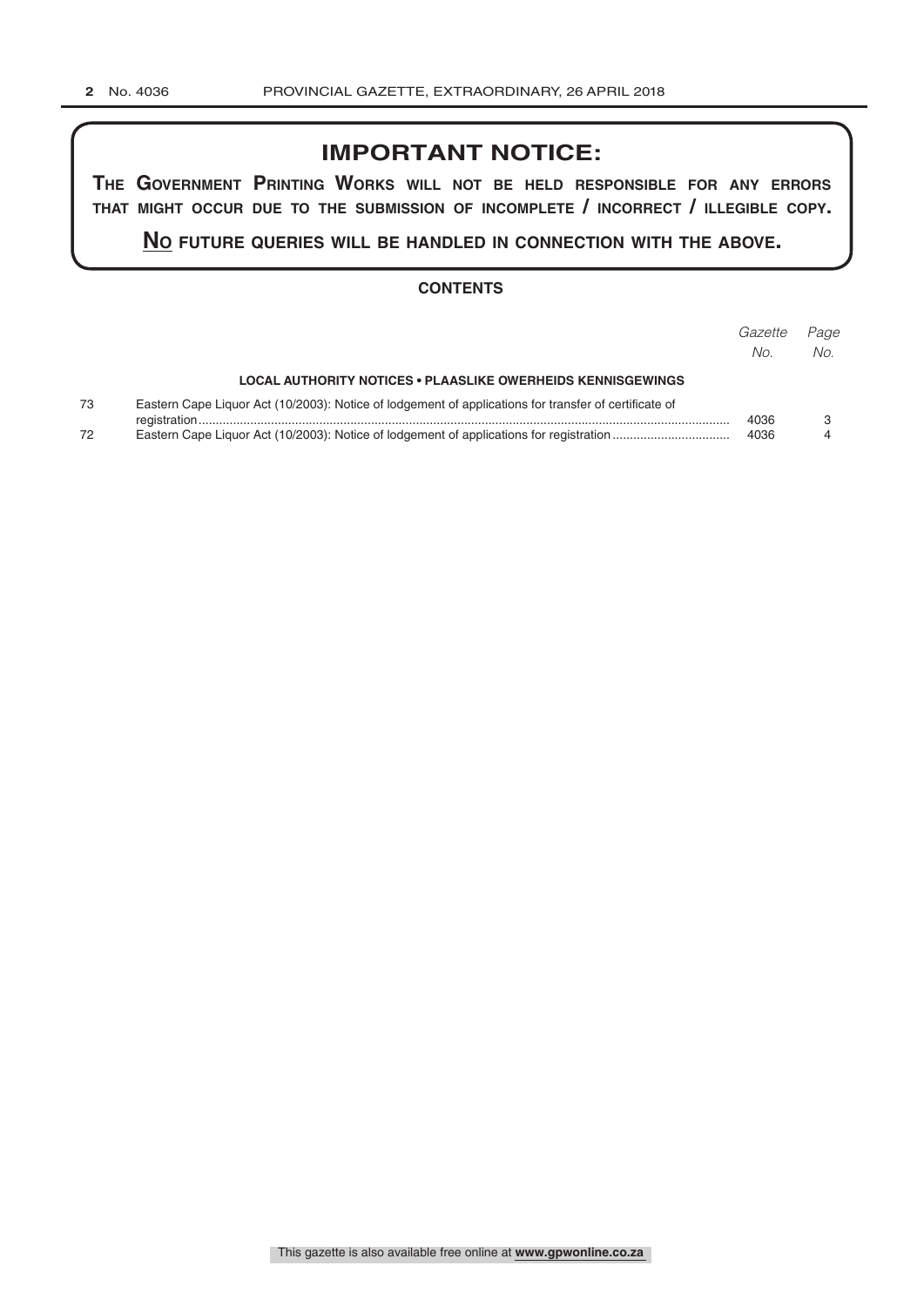## IMPORTANT NOTICE:

**THE GOVERNMENT PRINTING WORKS WILL NOT BE HELD RESPONSIBLE FOR ANY ERRORS THAT MIGHT OCCUR DUE TO THE SUBMISSION OF INCOMPLETE / INCORRECT / ILLEGIBLE COPY.**

**NO FUTURE QUERIES WILL BE HANDLED IN CONNECTION WITH THE ABOVE.**

### CONTENTS

| | | *Gazette No.* | *Page No.* |
|---|---|---|---|
| | **LOCAL AUTHORITY NOTICES • PLAASLIKE OWERHEIDS KENNISGEWINGS** | | |
| 73 | Eastern Cape Liquor Act (10/2003): Notice of lodgement of applications for transfer of certificate of registration | 4036 | 3 |
| 72 | Eastern Cape Liquor Act (10/2003): Notice of lodgement of applications for registration | 4036 | 4 |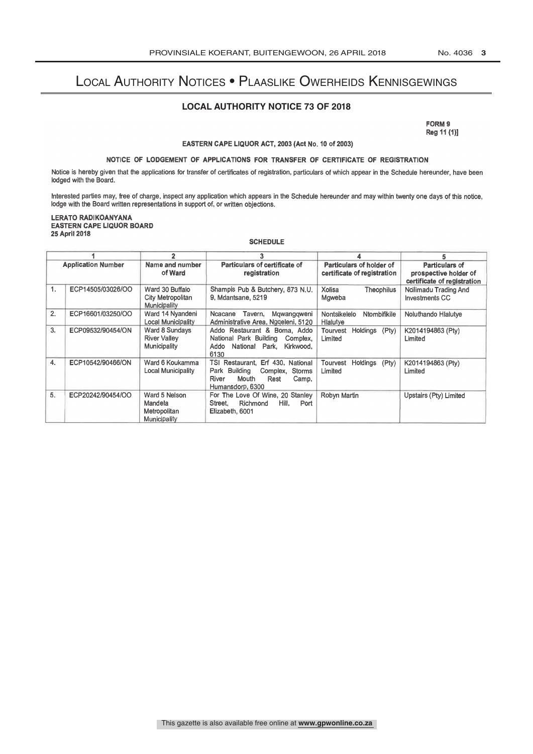# Local Authority Notices • Plaaslike Owerheids Kennisgewings

## LOCAL AUTHORITY NOTICE 73 OF 2018

FORM 9
Reg 11 (1)]

**EASTERN CAPE LIQUOR ACT, 2003 (Act No. 10 of 2003)**

**NOTICE OF LODGEMENT OF APPLICATIONS FOR TRANSFER OF CERTIFICATE OF REGISTRATION**

Notice is hereby given that the applications for transfer of certificates of registration, particulars of which appear in the Schedule hereunder, have been lodged with the Board.

Interested parties may, free of charge, inspect any application which appears in the Schedule hereunder and may within twenty one days of this notice, lodge with the Board written representations in support of, or written objections.

**LERATO RADIKOANYANA**
**EASTERN CAPE LIQUOR BOARD**
**25 April 2018**

**SCHEDULE**

| 1 | | 2 | 3 | 4 | 5 |
|---|---|---|---|---|---|
| Application Number | | Name and number of Ward | Particulars of certificate of registration | Particulars of holder of certificate of registration | Particulars of prospective holder of certificate of registration |
| 1. | ECP14505/03026/OO | Ward 30 Buffalo City Metropolitan Municipality | Shampis Pub & Butchery, 873 N.U. 9, Mdantsane, 5219 | Xolisa Theophilus Mgweba | Ncilimadu Trading And Investments CC |
| 2. | ECP16601/03250/OO | Ward 14 Nyandeni Local Municipality | Ncacane Tavern, Mqwangqweni Administrative Area, Ngqeleni, 5120 | Nontsikelelo Ntombifikile Hlalutye | Noluthando Hlalutye |
| 3. | ECP09532/90454/ON | Ward 8 Sundays River Valley Municipality | Addo Restaurant & Boma, Addo National Park Building Complex, Addo National Park, Kirkwood, 6130 | Tourvest Holdings (Pty) Limited | K2014194863 (Pty) Limited |
| 4. | ECP10542/90466/ON | Ward 6 Koukamma Local Municipality | TSI Restaurant, Erf 430, National Park Building Complex, Storms River Mouth Rest Camp, Humansdorp, 6300 | Tourvest Holdings (Pty) Limited | K2014194863 (Pty) Limited |
| 5. | ECP20242/90454/OO | Ward 5 Nelson Mandela Metropolitan Municipality | For The Love Of Wine, 20 Stanley Street, Richmond Hill, Port Elizabeth, 6001 | Robyn Martin | Upstairs (Pty) Limited |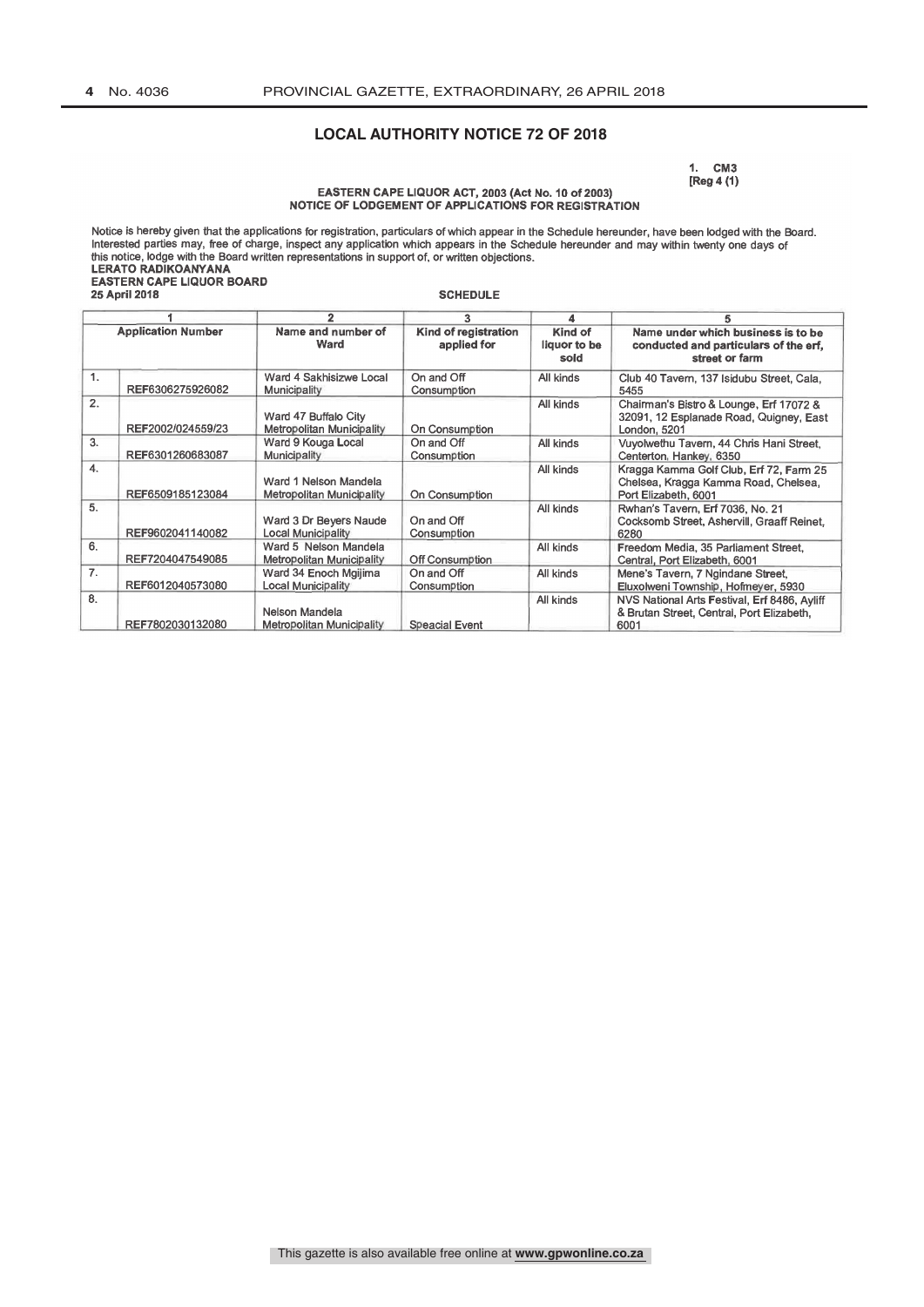## LOCAL AUTHORITY NOTICE 72 OF 2018

1. CM3
[Reg 4 (1)

**EASTERN CAPE LIQUOR ACT, 2003 (Act No. 10 of 2003)**
**NOTICE OF LODGEMENT OF APPLICATIONS FOR REGISTRATION**

Notice is hereby given that the applications for registration, particulars of which appear in the Schedule hereunder, have been lodged with the Board. Interested parties may, free of charge, inspect any application which appears in the Schedule hereunder and may within twenty one days of this notice, lodge with the Board written representations in support of, or written objections.

**LERATO RADIKOANYANA**
**EASTERN CAPE LIQUOR BOARD**
**25 April 2018**

**SCHEDULE**

| 1 | | 2 | 3 | 4 | 5 |
|---|---|---|---|---|---|
| **Application Number** | | **Name and number of Ward** | **Kind of registration applied for** | **Kind of liquor to be sold** | **Name under which business is to be conducted and particulars of the erf, street or farm** |
| 1. | REF6306275926082 | Ward 4 Sakhisizwe Local Municipality | On and Off Consumption | All kinds | Club 40 Tavern, 137 Isidubu Street, Cala, 5455 |
| 2. | REF2002/024559/23 | Ward 47 Buffalo City Metropolitan Municipality | On Consumption | All kinds | Chairman's Bistro & Lounge, Erf 17072 & 32091, 12 Esplanade Road, Quigney, East London, 5201 |
| 3. | REF6301260683087 | Ward 9 Kouga Local Municipality | On and Off Consumption | All kinds | Vuyolwethu Tavern, 44 Chris Hani Street, Centerton, Hankey, 6350 |
| 4. | REF6509185123084 | Ward 1 Nelson Mandela Metropolitan Municipality | On Consumption | All kinds | Kragga Kamma Golf Club, Erf 72, Farm 25 Chelsea, Kragga Kamma Road, Chelsea, Port Elizabeth, 6001 |
| 5. | REF9602041140082 | Ward 3 Dr Beyers Naude Local Municipality | On and Off Consumption | All kinds | Rwhan's Tavern, Erf 7036, No. 21 Cocksomb Street, Ashervill, Graaff Reinet, 6280 |
| 6. | REF7204047549085 | Ward 5 Nelson Mandela Metropolitan Municipality | Off Consumption | All kinds | Freedom Media, 35 Parliament Street, Central, Port Elizabeth, 6001 |
| 7. | REF6012040573080 | Ward 34 Enoch Mgijima Local Municipality | On and Off Consumption | All kinds | Mene's Tavern, 7 Ngindane Street, Eluxolweni Township, Hofmeyer, 5930 |
| 8. | REF7802030132080 | Nelson Mandela Metropolitan Municipality | Speacial Event | All kinds | NVS National Arts Festival, Erf 8486, Ayliff & Brutan Street, Central, Port Elizabeth, 6001 |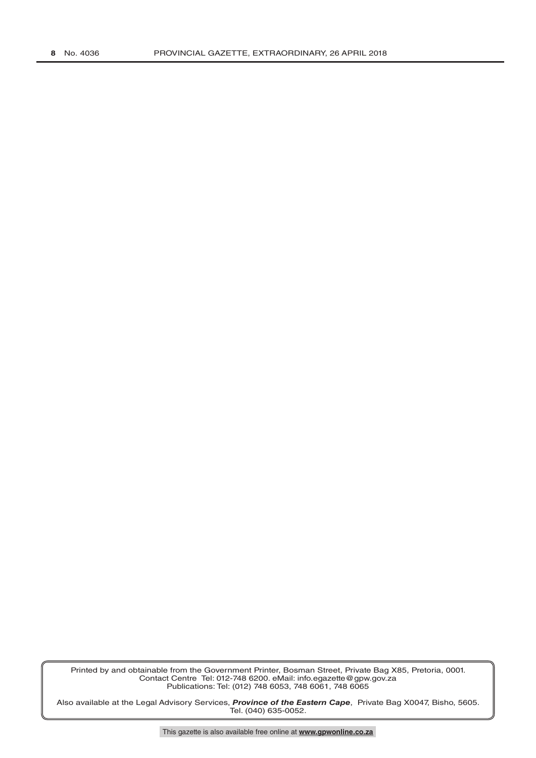Printed by and obtainable from the Government Printer, Bosman Street, Private Bag X85, Pretoria, 0001.
Contact Centre Tel: 012-748 6200. eMail: info.egazette@gpw.gov.za
Publications: Tel: (012) 748 6053, 748 6061, 748 6065

Also available at the Legal Advisory Services, ***Province of the Eastern Cape***, Private Bag X0047, Bisho, 5605.
Tel. (040) 635-0052.

This gazette is also available free online at **www.gpwonline.co.za**